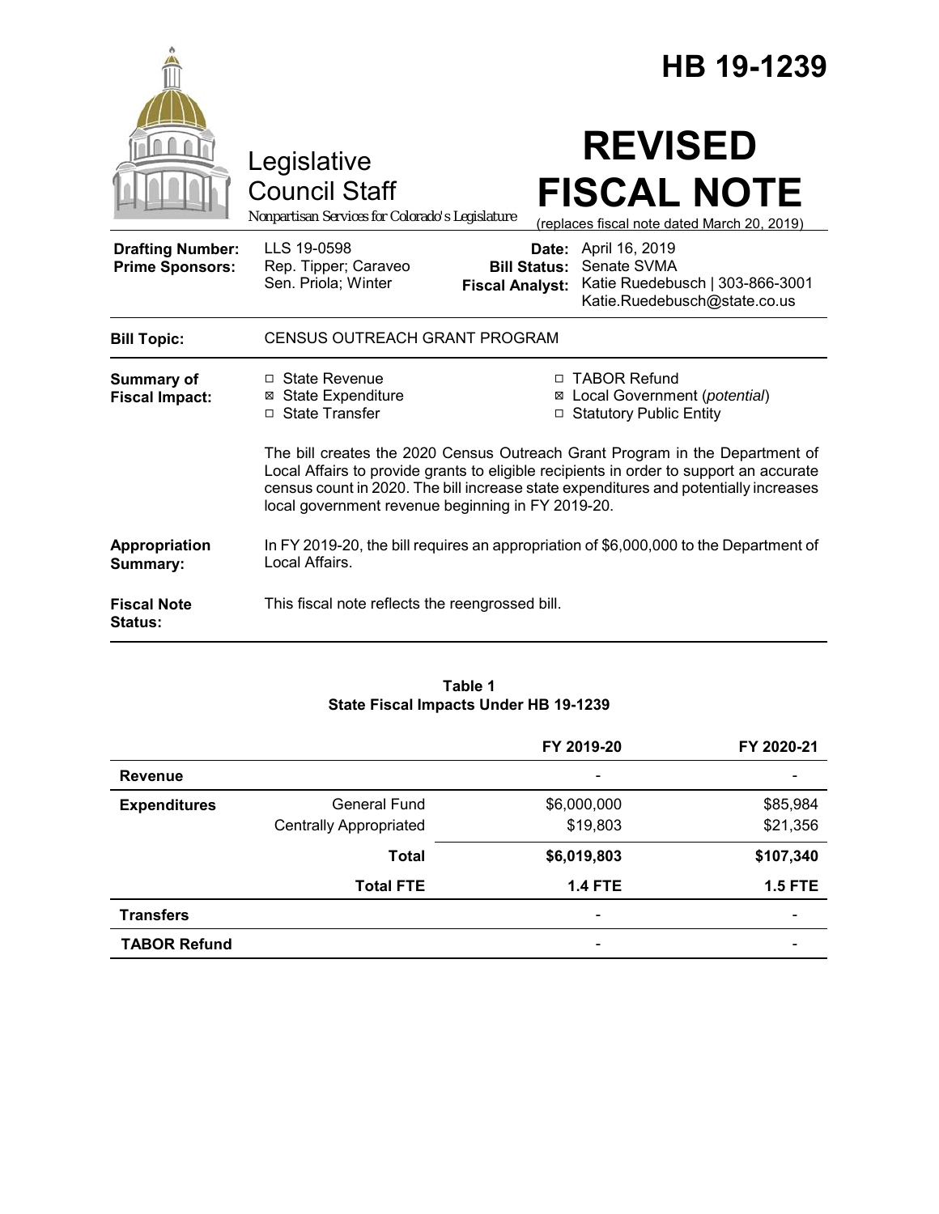# HB 19-1239

Legislative Council Staff

Nonpartisan Services for Colorado's Legislature

# REVISED FISCAL NOTE

(replaces fiscal note dated March 20, 2019)

| | | | |
|---|---|---|---|
| **Drafting Number:** | LLS 19-0598 | **Date:** | April 16, 2019 |
| **Prime Sponsors:** | Rep. Tipper; Caraveo<br>Sen. Priola; Winter | **Bill Status:** | Senate SVMA |
| | | **Fiscal Analyst:** | Katie Ruedebusch \| 303-866-3001<br>Katie.Ruedebusch@state.co.us |

**Bill Topic:** CENSUS OUTREACH GRANT PROGRAM

**Summary of Fiscal Impact:**

☐ State Revenue
☒ State Expenditure
☐ State Transfer
☐ TABOR Refund
☒ Local Government (*potential*)
☐ Statutory Public Entity

The bill creates the 2020 Census Outreach Grant Program in the Department of Local Affairs to provide grants to eligible recipients in order to support an accurate census count in 2020. The bill increase state expenditures and potentially increases local government revenue beginning in FY 2019-20.

**Appropriation Summary:** In FY 2019-20, the bill requires an appropriation of $6,000,000 to the Department of Local Affairs.

**Fiscal Note Status:** This fiscal note reflects the reengrossed bill.

**Table 1**
**State Fiscal Impacts Under HB 19-1239**

| | | FY 2019-20 | FY 2020-21 |
|---|---|---|---|
| **Revenue** | | - | - |
| **Expenditures** | General Fund | $6,000,000 | $85,984 |
| | Centrally Appropriated | $19,803 | $21,356 |
| | **Total** | **$6,019,803** | **$107,340** |
| | **Total FTE** | **1.4 FTE** | **1.5 FTE** |
| **Transfers** | | - | - |
| **TABOR Refund** | | - | - |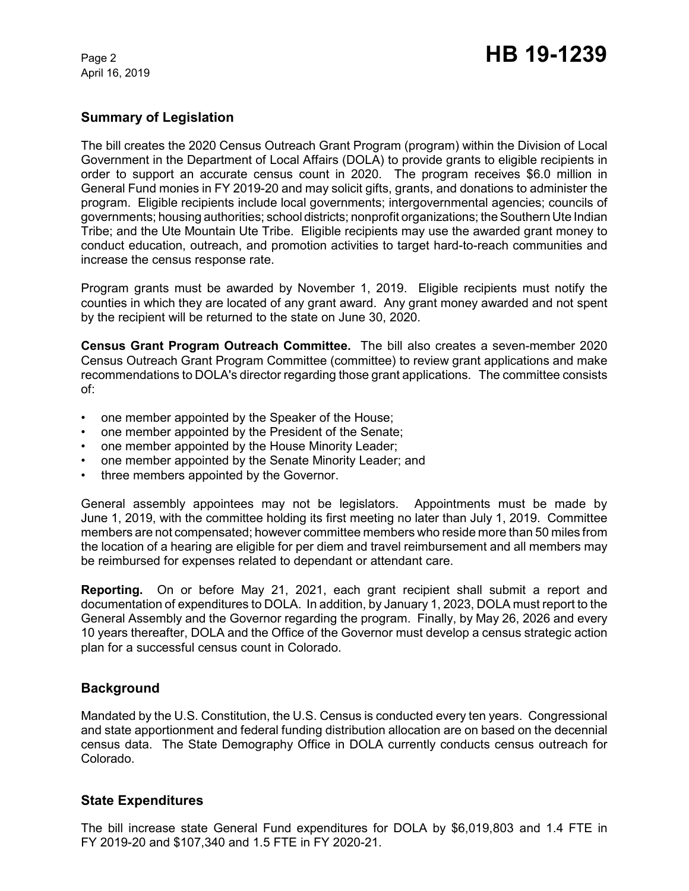## Summary of Legislation

The bill creates the 2020 Census Outreach Grant Program (program) within the Division of Local Government in the Department of Local Affairs (DOLA) to provide grants to eligible recipients in order to support an accurate census count in 2020. The program receives $6.0 million in General Fund monies in FY 2019-20 and may solicit gifts, grants, and donations to administer the program. Eligible recipients include local governments; intergovernmental agencies; councils of governments; housing authorities; school districts; nonprofit organizations; the Southern Ute Indian Tribe; and the Ute Mountain Ute Tribe. Eligible recipients may use the awarded grant money to conduct education, outreach, and promotion activities to target hard-to-reach communities and increase the census response rate.

Program grants must be awarded by November 1, 2019. Eligible recipients must notify the counties in which they are located of any grant award. Any grant money awarded and not spent by the recipient will be returned to the state on June 30, 2020.

**Census Grant Program Outreach Committee.** The bill also creates a seven-member 2020 Census Outreach Grant Program Committee (committee) to review grant applications and make recommendations to DOLA's director regarding those grant applications. The committee consists of:

- one member appointed by the Speaker of the House;
- one member appointed by the President of the Senate;
- one member appointed by the House Minority Leader;
- one member appointed by the Senate Minority Leader; and
- three members appointed by the Governor.

General assembly appointees may not be legislators. Appointments must be made by June 1, 2019, with the committee holding its first meeting no later than July 1, 2019. Committee members are not compensated; however committee members who reside more than 50 miles from the location of a hearing are eligible for per diem and travel reimbursement and all members may be reimbursed for expenses related to dependant or attendant care.

**Reporting.** On or before May 21, 2021, each grant recipient shall submit a report and documentation of expenditures to DOLA. In addition, by January 1, 2023, DOLA must report to the General Assembly and the Governor regarding the program. Finally, by May 26, 2026 and every 10 years thereafter, DOLA and the Office of the Governor must develop a census strategic action plan for a successful census count in Colorado.

## Background

Mandated by the U.S. Constitution, the U.S. Census is conducted every ten years. Congressional and state apportionment and federal funding distribution allocation are on based on the decennial census data. The State Demography Office in DOLA currently conducts census outreach for Colorado.

## State Expenditures

The bill increase state General Fund expenditures for DOLA by $6,019,803 and 1.4 FTE in FY 2019-20 and $107,340 and 1.5 FTE in FY 2020-21.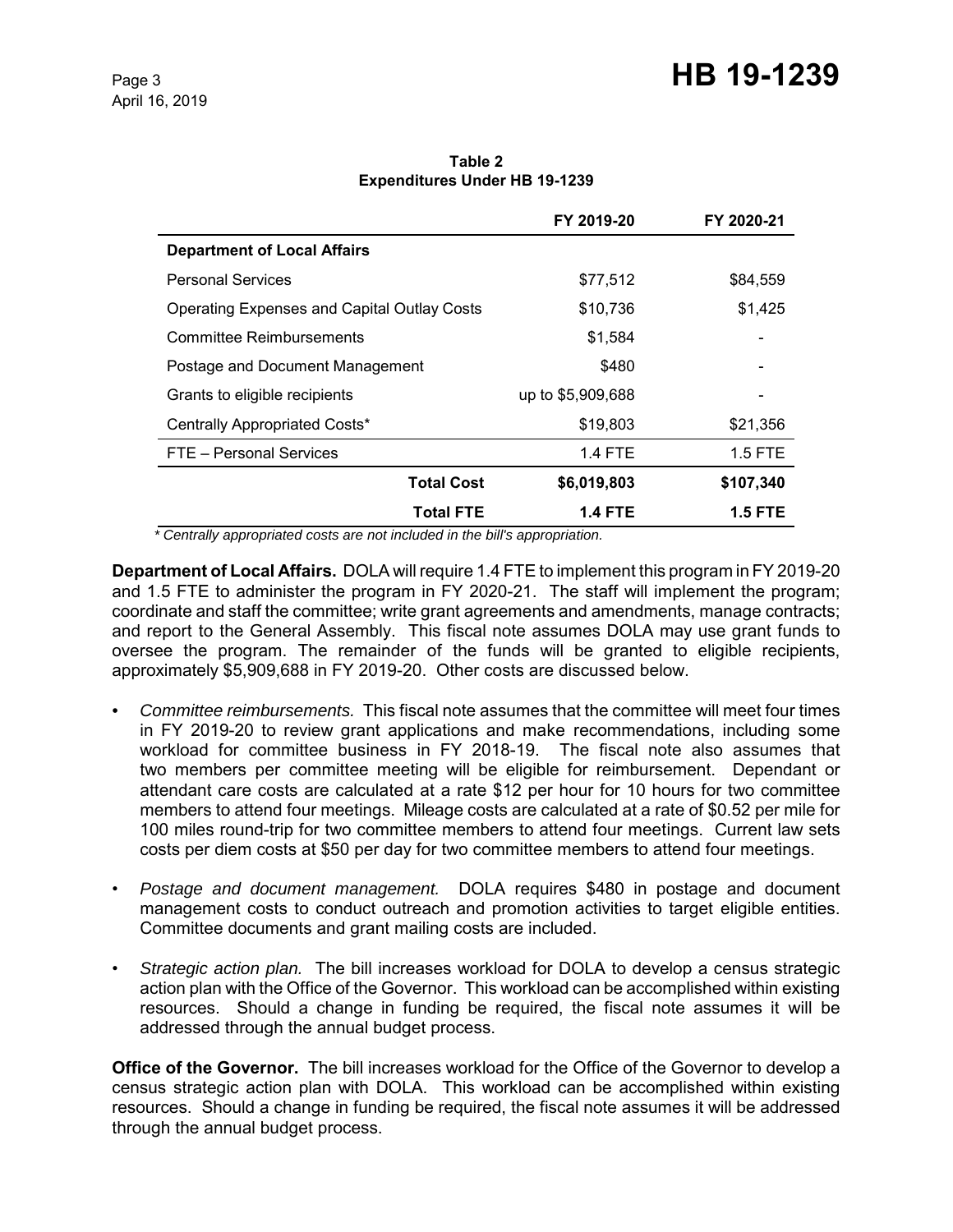**Table 2**
**Expenditures Under HB 19-1239**

| | FY 2019-20 | FY 2020-21 |
|---|---|---|
| **Department of Local Affairs** | | |
| Personal Services | $77,512 | $84,559 |
| Operating Expenses and Capital Outlay Costs | $10,736 | $1,425 |
| Committee Reimbursements | $1,584 | - |
| Postage and Document Management | $480 | - |
| Grants to eligible recipients | up to $5,909,688 | - |
| Centrally Appropriated Costs* | $19,803 | $21,356 |
| FTE – Personal Services | 1.4 FTE | 1.5 FTE |
| **Total Cost** | **$6,019,803** | **$107,340** |
| **Total FTE** | **1.4 FTE** | **1.5 FTE** |

*\* Centrally appropriated costs are not included in the bill's appropriation.*

**Department of Local Affairs.** DOLA will require 1.4 FTE to implement this program in FY 2019-20 and 1.5 FTE to administer the program in FY 2020-21. The staff will implement the program; coordinate and staff the committee; write grant agreements and amendments, manage contracts; and report to the General Assembly. This fiscal note assumes DOLA may use grant funds to oversee the program. The remainder of the funds will be granted to eligible recipients, approximately $5,909,688 in FY 2019-20. Other costs are discussed below.

- *Committee reimbursements.* This fiscal note assumes that the committee will meet four times in FY 2019-20 to review grant applications and make recommendations, including some workload for committee business in FY 2018-19. The fiscal note also assumes that two members per committee meeting will be eligible for reimbursement. Dependant or attendant care costs are calculated at a rate $12 per hour for 10 hours for two committee members to attend four meetings. Mileage costs are calculated at a rate of $0.52 per mile for 100 miles round-trip for two committee members to attend four meetings. Current law sets costs per diem costs at $50 per day for two committee members to attend four meetings.

- *Postage and document management.* DOLA requires $480 in postage and document management costs to conduct outreach and promotion activities to target eligible entities. Committee documents and grant mailing costs are included.

- *Strategic action plan.* The bill increases workload for DOLA to develop a census strategic action plan with the Office of the Governor. This workload can be accomplished within existing resources. Should a change in funding be required, the fiscal note assumes it will be addressed through the annual budget process.

**Office of the Governor.** The bill increases workload for the Office of the Governor to develop a census strategic action plan with DOLA. This workload can be accomplished within existing resources. Should a change in funding be required, the fiscal note assumes it will be addressed through the annual budget process.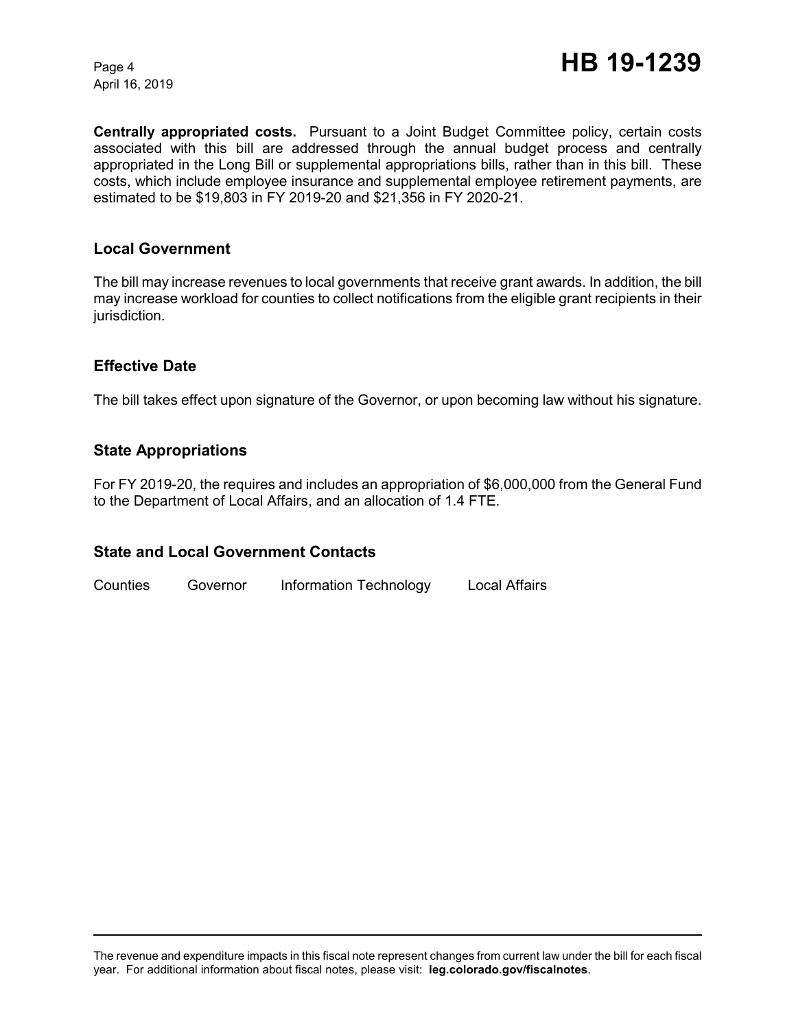**Centrally appropriated costs.** Pursuant to a Joint Budget Committee policy, certain costs associated with this bill are addressed through the annual budget process and centrally appropriated in the Long Bill or supplemental appropriations bills, rather than in this bill. These costs, which include employee insurance and supplemental employee retirement payments, are estimated to be $19,803 in FY 2019-20 and $21,356 in FY 2020-21.

## Local Government

The bill may increase revenues to local governments that receive grant awards. In addition, the bill may increase workload for counties to collect notifications from the eligible grant recipients in their jurisdiction.

## Effective Date

The bill takes effect upon signature of the Governor, or upon becoming law without his signature.

## State Appropriations

For FY 2019-20, the requires and includes an appropriation of $6,000,000 from the General Fund to the Department of Local Affairs, and an allocation of 1.4 FTE.

## State and Local Government Contacts

Counties Governor Information Technology Local Affairs

The revenue and expenditure impacts in this fiscal note represent changes from current law under the bill for each fiscal year. For additional information about fiscal notes, please visit: **leg.colorado.gov/fiscalnotes**.